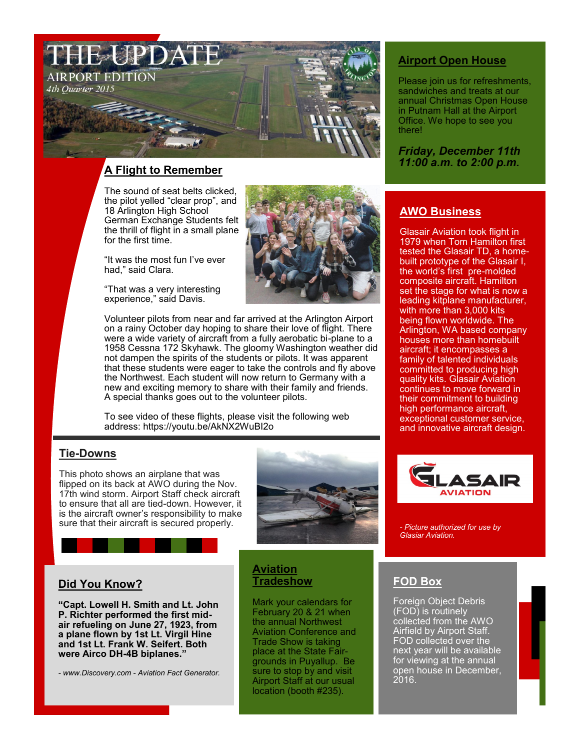# THE UPDATE

AIRPORT EDITION

*4th Quarter 2015*

## A Flight to Remember

The sound of seat belts clicked, the pilot yelled "clear prop", and 18 Arlington High School German Exchange Students felt the thrill of flight in a small plane for the first time.

"It was the most fun I've ever had," said Clara.

"That was a very interesting experience," said Davis.

Volunteer pilots from near and far arrived at the Arlington Airport on a rainy October day hoping to share their love of flight. There were a wide variety of aircraft from a fully aerobatic bi-plane to a 1958 Cessna 172 Skyhawk. The gloomy Washington weather did not dampen the spirits of the students or pilots. It was apparent that these students were eager to take the controls and fly above the Northwest. Each student will now return to Germany with a new and exciting memory to share with their family and friends. A special thanks goes out to the volunteer pilots.

To see video of these flights, please visit the following web address: https://youtu.be/AkNX2WuBI2o

## Tie-Downs

This photo shows an airplane that was flipped on its back at AWO during the Nov. 17th wind storm. Airport Staff check aircraft to ensure that all are tied-down. However, it is the aircraft owner's responsibility to make sure that their aircraft is secured properly.

## Did You Know?

**"Capt. Lowell H. Smith and Lt. John P. Richter performed the first mid-air refueling on June 27, 1923, from a plane flown by 1st Lt. Virgil Hine and 1st Lt. Frank W. Seifert. Both were Airco DH-4B biplanes."**

*- www.Discovery.com - Aviation Fact Generator.*

## Airport Open House

Please join us for refreshments, sandwiches and treats at our annual Christmas Open House in Putnam Hall at the Airport Office. We hope to see you there!

***Friday, December 11th 11:00 a.m. to 2:00 p.m.***

## AWO Business

Glasair Aviation took flight in 1979 when Tom Hamilton first tested the Glasair TD, a home-built prototype of the Glasair I, the world's first pre-molded composite aircraft. Hamilton set the stage for what is now a leading kitplane manufacturer, with more than 3,000 kits being flown worldwide. The Arlington, WA based company houses more than homebuilt aircraft; it encompasses a family of talented individuals committed to producing high quality kits. Glasair Aviation continues to move forward in their commitment to building high performance aircraft, exceptional customer service, and innovative aircraft design.

GLASAIR AVIATION

*- Picture authorized for use by Glasiar Aviation.*

## Aviation Tradeshow

Mark your calendars for February 20 & 21 when the annual Northwest Aviation Conference and Trade Show is taking place at the State Fair-grounds in Puyallup. Be sure to stop by and visit Airport Staff at our usual location (booth #235).

## FOD Box

Foreign Object Debris (FOD) is routinely collected from the AWO Airfield by Airport Staff. FOD collected over the next year will be available for viewing at the annual open house in December, 2016.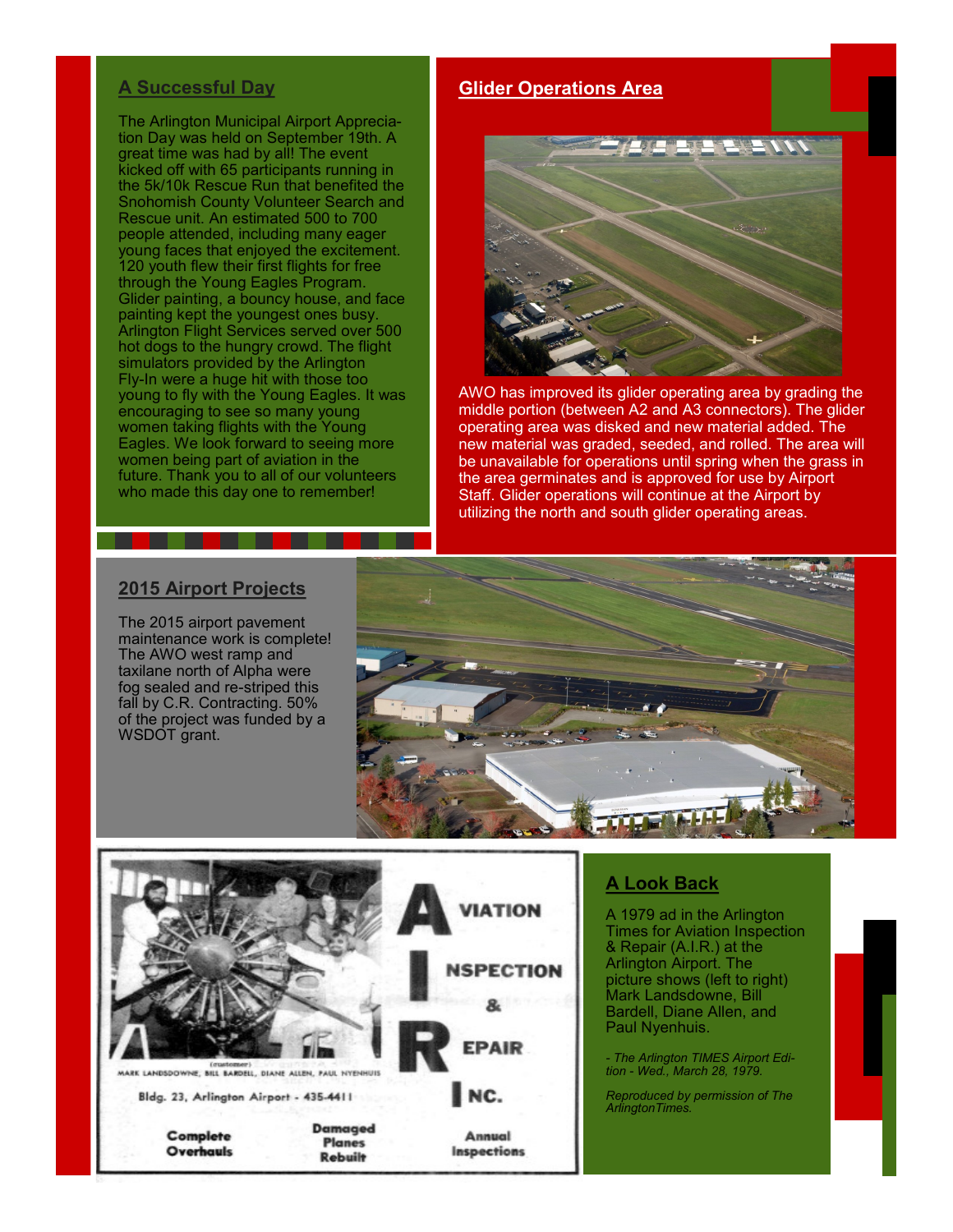## A Successful Day

The Arlington Municipal Airport Appreciation Day was held on September 19th. A great time was had by all! The event kicked off with 65 participants running in the 5k/10k Rescue Run that benefited the Snohomish County Volunteer Search and Rescue unit. An estimated 500 to 700 people attended, including many eager young faces that enjoyed the excitement. 120 youth flew their first flights for free through the Young Eagles Program. Glider painting, a bouncy house, and face painting kept the youngest ones busy. Arlington Flight Services served over 500 hot dogs to the hungry crowd. The flight simulators provided by the Arlington Fly-In were a huge hit with those too young to fly with the Young Eagles. It was encouraging to see so many young women taking flights with the Young Eagles. We look forward to seeing more women being part of aviation in the future. Thank you to all of our volunteers who made this day one to remember!

## Glider Operations Area

AWO has improved its glider operating area by grading the middle portion (between A2 and A3 connectors). The glider operating area was disked and new material added. The new material was graded, seeded, and rolled. The area will be unavailable for operations until spring when the grass in the area germinates and is approved for use by Airport Staff. Glider operations will continue at the Airport by utilizing the north and south glider operating areas.

## 2015 Airport Projects

The 2015 airport pavement maintenance work is complete! The AWO west ramp and taxilane north of Alpha were fog sealed and re-striped this fall by C.R. Contracting. 50% of the project was funded by a WSDOT grant.

**A**VIATION
**I**NSPECTION
&
**R**EPAIR
**I**NC.

(customer)
MARK LANDSDOWNE, BILL BARDELL, DIANE ALLEN, PAUL NYENHUIS

Bldg. 23, Arlington Airport - 435-4411

Complete Overhauls | Damaged Planes Rebuilt | Annual Inspections

## A Look Back

A 1979 ad in the Arlington Times for Aviation Inspection & Repair (A.I.R.) at the Arlington Airport. The picture shows (left to right) Mark Landsdowne, Bill Bardell, Diane Allen, and Paul Nyenhuis.

*- The Arlington TIMES Airport Edition - Wed., March 28, 1979.*

*Reproduced by permission of The ArlingtonTimes.*